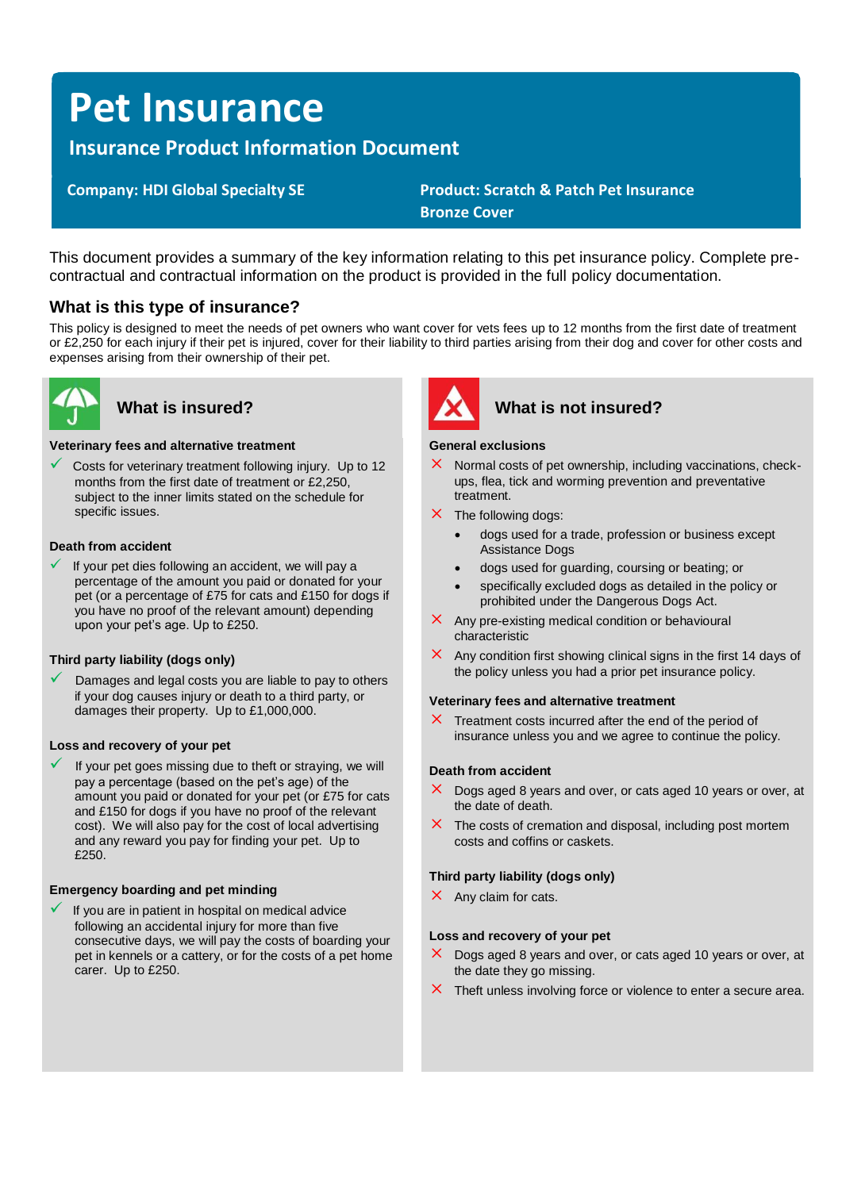# Pet Insurance

## Insurance Product Information Document

**Company: HDI Global Specialty SE**

**Product: Scratch & Patch Pet Insurance Bronze Cover**

This document provides a summary of the key information relating to this pet insurance policy. Complete pre-contractual and contractual information on the product is provided in the full policy documentation.

## What is this type of insurance?

This policy is designed to meet the needs of pet owners who want cover for vets fees up to 12 months from the first date of treatment or £2,250 for each injury if their pet is injured, cover for their liability to third parties arising from their dog and cover for other costs and expenses arising from their ownership of their pet.

## What is insured?

**Veterinary fees and alternative treatment**

- ✓ Costs for veterinary treatment following injury. Up to 12 months from the first date of treatment or £2,250, subject to the inner limits stated on the schedule for specific issues.

**Death from accident**

- ✓ If your pet dies following an accident, we will pay a percentage of the amount you paid or donated for your pet (or a percentage of £75 for cats and £150 for dogs if you have no proof of the relevant amount) depending upon your pet's age. Up to £250.

**Third party liability (dogs only)**

- ✓ Damages and legal costs you are liable to pay to others if your dog causes injury or death to a third party, or damages their property. Up to £1,000,000.

**Loss and recovery of your pet**

- ✓ If your pet goes missing due to theft or straying, we will pay a percentage (based on the pet's age) of the amount you paid or donated for your pet (or £75 for cats and £150 for dogs if you have no proof of the relevant cost). We will also pay for the cost of local advertising and any reward you pay for finding your pet. Up to £250.

**Emergency boarding and pet minding**

- ✓ If you are in patient in hospital on medical advice following an accidental injury for more than five consecutive days, we will pay the costs of boarding your pet in kennels or a cattery, or for the costs of a pet home carer. Up to £250.

## What is not insured?

**General exclusions**

- ✗ Normal costs of pet ownership, including vaccinations, check-ups, flea, tick and worming prevention and preventative treatment.
- ✗ The following dogs:
  - dogs used for a trade, profession or business except Assistance Dogs
  - dogs used for guarding, coursing or beating; or
  - specifically excluded dogs as detailed in the policy or prohibited under the Dangerous Dogs Act.
- ✗ Any pre-existing medical condition or behavioural characteristic
- ✗ Any condition first showing clinical signs in the first 14 days of the policy unless you had a prior pet insurance policy.

**Veterinary fees and alternative treatment**

- ✗ Treatment costs incurred after the end of the period of insurance unless you and we agree to continue the policy.

**Death from accident**

- ✗ Dogs aged 8 years and over, or cats aged 10 years or over, at the date of death.
- ✗ The costs of cremation and disposal, including post mortem costs and coffins or caskets.

**Third party liability (dogs only)**

- ✗ Any claim for cats.

**Loss and recovery of your pet**

- ✗ Dogs aged 8 years and over, or cats aged 10 years or over, at the date they go missing.
- ✗ Theft unless involving force or violence to enter a secure area.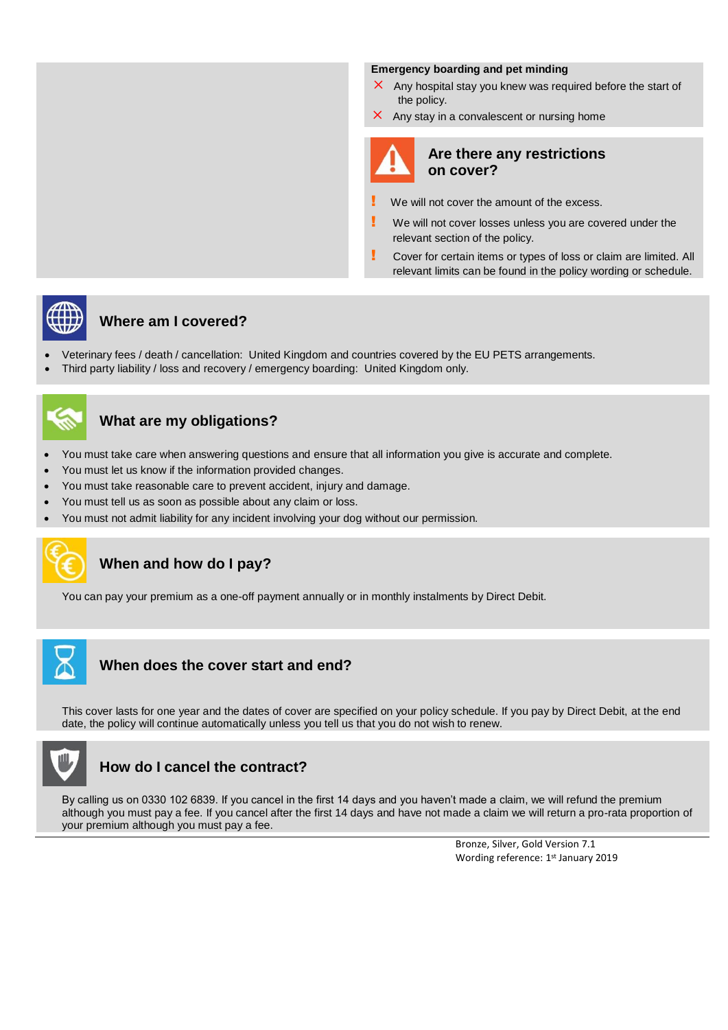**Emergency boarding and pet minding**

- ✗ Any hospital stay you knew was required before the start of the policy.
- ✗ Any stay in a convalescent or nursing home

## Are there any restrictions on cover?

- ! We will not cover the amount of the excess.
- ! We will not cover losses unless you are covered under the relevant section of the policy.
- ! Cover for certain items or types of loss or claim are limited. All relevant limits can be found in the policy wording or schedule.

## Where am I covered?

- Veterinary fees / death / cancellation: United Kingdom and countries covered by the EU PETS arrangements.
- Third party liability / loss and recovery / emergency boarding: United Kingdom only.

## What are my obligations?

- You must take care when answering questions and ensure that all information you give is accurate and complete.
- You must let us know if the information provided changes.
- You must take reasonable care to prevent accident, injury and damage.
- You must tell us as soon as possible about any claim or loss.
- You must not admit liability for any incident involving your dog without our permission.

## When and how do I pay?

You can pay your premium as a one-off payment annually or in monthly instalments by Direct Debit.

## When does the cover start and end?

This cover lasts for one year and the dates of cover are specified on your policy schedule. If you pay by Direct Debit, at the end date, the policy will continue automatically unless you tell us that you do not wish to renew.

## How do I cancel the contract?

By calling us on 0330 102 6839. If you cancel in the first 14 days and you haven't made a claim, we will refund the premium although you must pay a fee. If you cancel after the first 14 days and have not made a claim we will return a pro-rata proportion of your premium although you must pay a fee.

Bronze, Silver, Gold Version 7.1
Wording reference: 1st January 2019